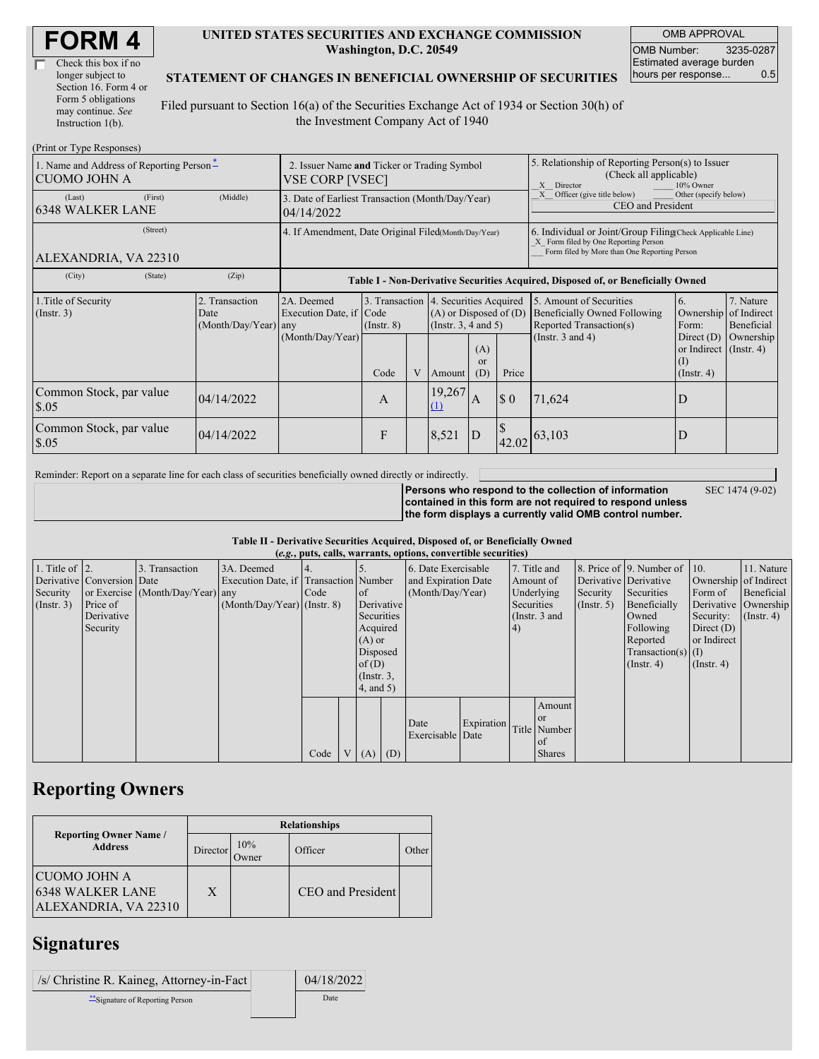# FORM 4

☐ Check this box if no longer subject to Section 16. Form 4 or Form 5 obligations may continue. *See* Instruction 1(b).

**UNITED STATES SECURITIES AND EXCHANGE COMMISSION**
**Washington, D.C. 20549**

**STATEMENT OF CHANGES IN BENEFICIAL OWNERSHIP OF SECURITIES**

Filed pursuant to Section 16(a) of the Securities Exchange Act of 1934 or Section 30(h) of the Investment Company Act of 1940

| OMB APPROVAL | |
|---|---|
| OMB Number: | 3235-0287 |
| Estimated average burden hours per response... | 0.5 |

(Print or Type Responses)

| | | |
|---|---|---|
| 1. Name and Address of Reporting Person* CUOMO JOHN A | 2. Issuer Name and Ticker or Trading Symbol VSE CORP [VSEC] | 5. Relationship of Reporting Person(s) to Issuer (Check all applicable) _X_ Director ___ 10% Owner _X_ Officer (give title below) ___ Other (specify below) CEO and President |
| (Last) (First) (Middle) 6348 WALKER LANE | 3. Date of Earliest Transaction (Month/Day/Year) 04/14/2022 | |
| (Street) ALEXANDRIA, VA 22310 | 4. If Amendment, Date Original Filed(Month/Day/Year) | 6. Individual or Joint/Group Filing(Check Applicable Line) _X_ Form filed by One Reporting Person ___ Form filed by More than One Reporting Person |
| (City) (State) (Zip) | | |

**Table I - Non-Derivative Securities Acquired, Disposed of, or Beneficially Owned**

| 1.Title of Security (Instr. 3) | 2. Transaction Date (Month/Day/Year) | 2A. Deemed Execution Date, if any (Month/Day/Year) | 3. Transaction Code (Instr. 8) | | 4. Securities Acquired (A) or Disposed of (D) (Instr. 3, 4 and 5) | | | 5. Amount of Securities Beneficially Owned Following Reported Transaction(s) (Instr. 3 and 4) | 6. Ownership Form: Direct (D) or Indirect (I) (Instr. 4) | 7. Nature of Indirect Beneficial Ownership (Instr. 4) |
|---|---|---|---|---|---|---|---|---|---|---|
| | | | Code | V | Amount | (A) or (D) | Price | | | |
| Common Stock, par value $.05 | 04/14/2022 | | A | | 19,267 (1) | A | $ 0 | 71,624 | D | |
| Common Stock, par value $.05 | 04/14/2022 | | F | | 8,521 | D | $ 42.02 | 63,103 | D | |

Reminder: Report on a separate line for each class of securities beneficially owned directly or indirectly.

**Persons who respond to the collection of information contained in this form are not required to respond unless the form displays a currently valid OMB control number.** SEC 1474 (9-02)

**Table II - Derivative Securities Acquired, Disposed of, or Beneficially Owned**
**(*e.g.*, puts, calls, warrants, options, convertible securities)**

| 1. Title of Derivative Security (Instr. 3) | 2. Conversion or Exercise Price of Derivative Security | 3. Transaction Date (Month/Day/Year) | 3A. Deemed Execution Date, if any (Month/Day/Year) | 4. Transaction Code (Instr. 8) | | 5. Number of Derivative Securities Acquired (A) or Disposed of (D) (Instr. 3, 4, and 5) | | 6. Date Exercisable and Expiration Date (Month/Day/Year) | | 7. Title and Amount of Underlying Securities (Instr. 3 and 4) | | 8. Price of Derivative Security (Instr. 5) | 9. Number of Derivative Securities Beneficially Owned Following Reported Transaction(s) (Instr. 4) | 10. Ownership Form of Derivative Security: Direct (D) or Indirect (I) (Instr. 4) | 11. Nature of Indirect Beneficial Ownership (Instr. 4) |
|---|---|---|---|---|---|---|---|---|---|---|---|---|---|---|---|
| | | | | Code | V | (A) | (D) | Date Exercisable | Expiration Date | Title | Amount or Number of Shares | | | | |

## Reporting Owners

| Reporting Owner Name / Address | Relationships | | | |
|---|---|---|---|---|
| | Director | 10% Owner | Officer | Other |
| CUOMO JOHN A 6348 WALKER LANE ALEXANDRIA, VA 22310 | X | | CEO and President | |

## Signatures

| | |
|---|---|
| /s/ Christine R. Kaineg, Attorney-in-Fact | 04/18/2022 |
| **Signature of Reporting Person | Date |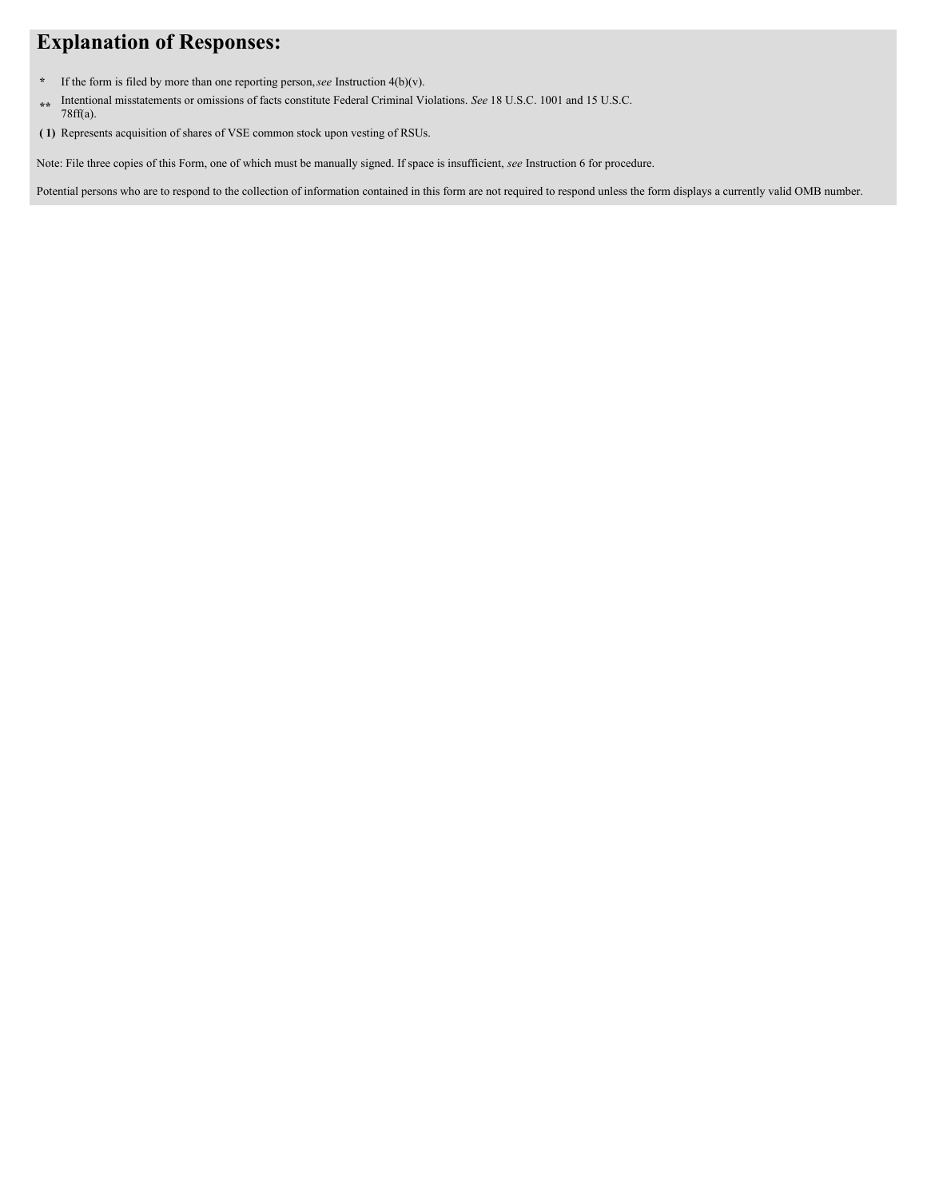# Explanation of Responses:

* If the form is filed by more than one reporting person, *see* Instruction 4(b)(v).

** Intentional misstatements or omissions of facts constitute Federal Criminal Violations. *See* 18 U.S.C. 1001 and 15 U.S.C. 78ff(a).

( 1) Represents acquisition of shares of VSE common stock upon vesting of RSUs.

Note: File three copies of this Form, one of which must be manually signed. If space is insufficient, *see* Instruction 6 for procedure.

Potential persons who are to respond to the collection of information contained in this form are not required to respond unless the form displays a currently valid OMB number.